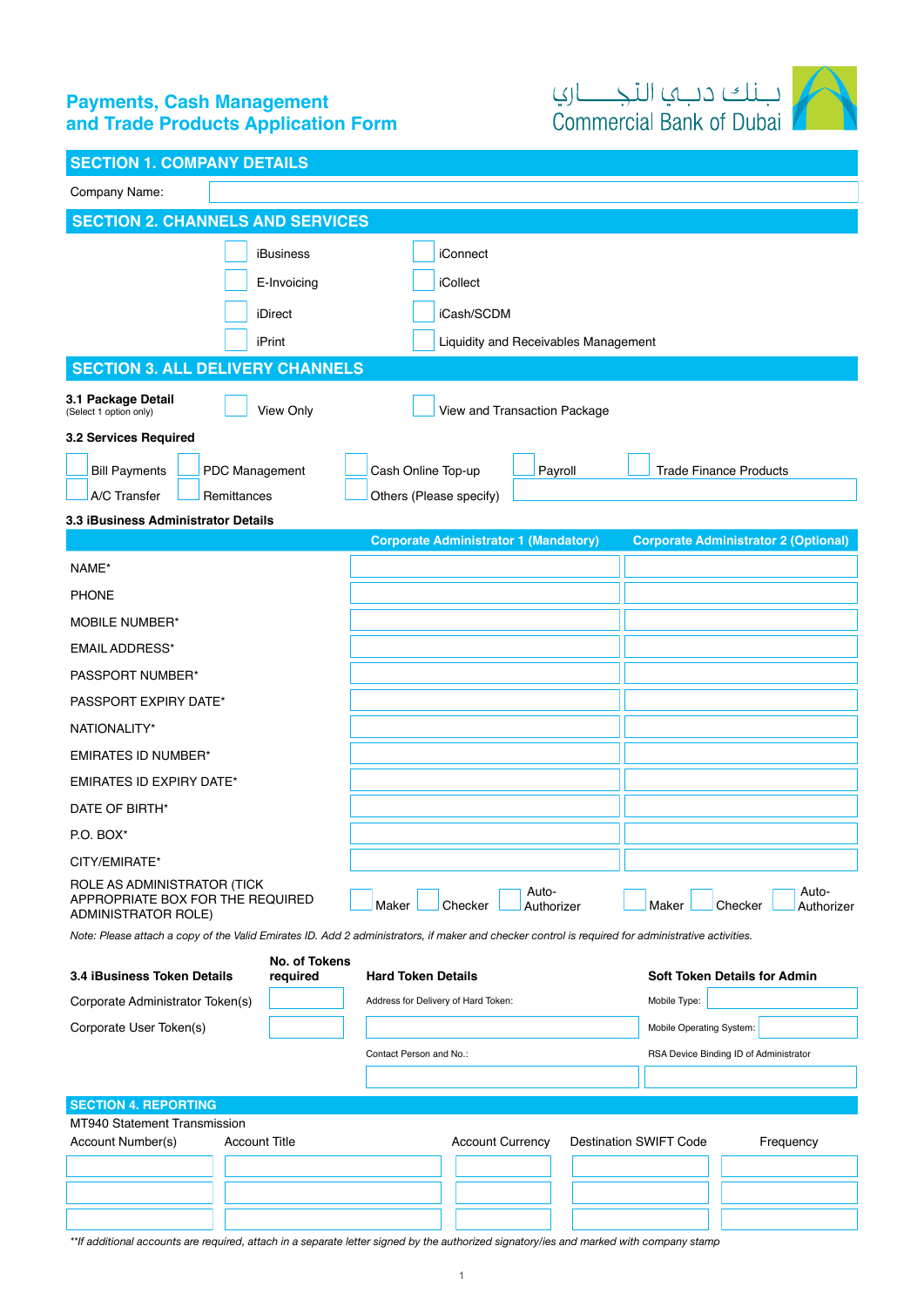# Payments, Cash Management and Trade Products Application Form

بـنك دبـي التجـــاري
Commercial Bank of Dubai

## SECTION 1. COMPANY DETAILS

Company Name:

## SECTION 2. CHANNELS AND SERVICES

- ☐ iBusiness
- ☐ iConnect
- ☐ E-Invoicing
- ☐ iCollect
- ☐ iDirect
- ☐ iCash/SCDM
- ☐ iPrint
- ☐ Liquidity and Receivables Management

## SECTION 3. ALL DELIVERY CHANNELS

**3.1 Package Detail**
(Select 1 option only)

☐ View Only ☐ View and Transaction Package

**3.2 Services Required**

- ☐ Bill Payments
- ☐ PDC Management
- ☐ Cash Online Top-up
- ☐ Payroll
- ☐ Trade Finance Products
- ☐ A/C Transfer
- ☐ Remittances
- ☐ Others (Please specify)

**3.3 iBusiness Administrator Details**

| | Corporate Administrator 1 (Mandatory) | Corporate Administrator 2 (Optional) |
|---|---|---|
| NAME* | | |
| PHONE | | |
| MOBILE NUMBER* | | |
| EMAIL ADDRESS* | | |
| PASSPORT NUMBER* | | |
| PASSPORT EXPIRY DATE* | | |
| NATIONALITY* | | |
| EMIRATES ID NUMBER* | | |
| EMIRATES ID EXPIRY DATE* | | |
| DATE OF BIRTH* | | |
| P.O. BOX* | | |
| CITY/EMIRATE* | | |
| ROLE AS ADMINISTRATOR (TICK APPROPRIATE BOX FOR THE REQUIRED ADMINISTRATOR ROLE) | ☐ Maker ☐ Checker ☐ Auto-Authorizer | ☐ Maker ☐ Checker ☐ Auto-Authorizer |

*Note: Please attach a copy of the Valid Emirates ID. Add 2 administrators, if maker and checker control is required for administrative activities.*

| 3.4 iBusiness Token Details | No. of Tokens required | Hard Token Details | Soft Token Details for Admin |
|---|---|---|---|
| Corporate Administrator Token(s) | | Address for Delivery of Hard Token: | Mobile Type: |
| Corporate User Token(s) | | | Mobile Operating System: |
| | | Contact Person and No.: | RSA Device Binding ID of Administrator |
| | | | |

## SECTION 4. REPORTING

MT940 Statement Transmission

| Account Number(s) | Account Title | Account Currency | Destination SWIFT Code | Frequency |
|---|---|---|---|---|
| | | | | |
| | | | | |
| | | | | |

*\*\*If additional accounts are required, attach in a separate letter signed by the authorized signatory/ies and marked with company stamp*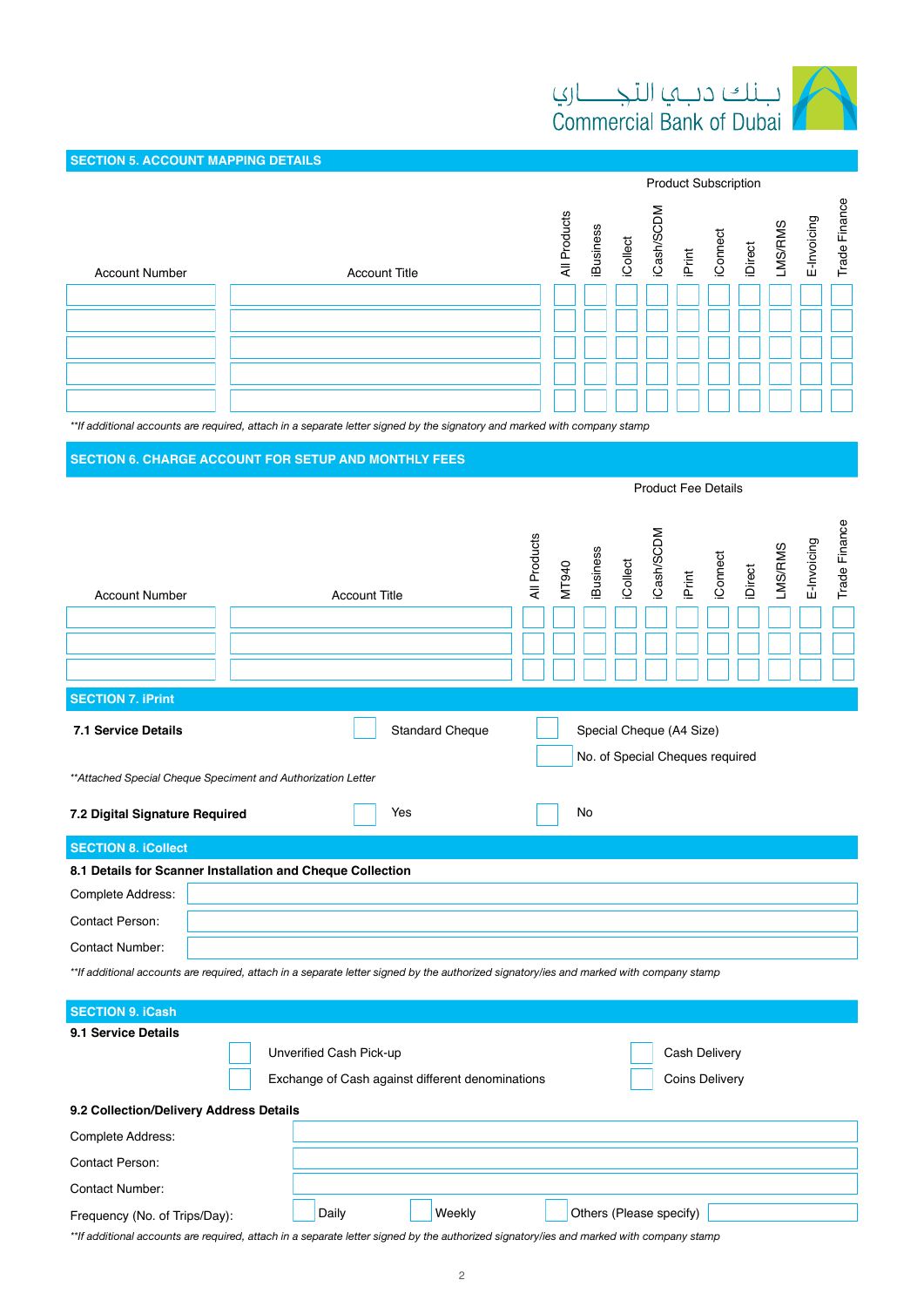## SECTION 5. ACCOUNT MAPPING DETAILS

| Account Number | Account Title | Product Subscription | | | | | | | | | |
|---|---|---|---|---|---|---|---|---|---|---|---|
| | | All Products | iBusiness | iCollect | iCash/SCDM | iPrint | iConnect | iDirect | LMS/RMS | E-Invoicing | Trade Finance |
| | | | | | | | | | | | |
| | | | | | | | | | | | |
| | | | | | | | | | | | |
| | | | | | | | | | | | |
| | | | | | | | | | | | |

*\*\*If additional accounts are required, attach in a separate letter signed by the signatory and marked with company stamp*

## SECTION 6. CHARGE ACCOUNT FOR SETUP AND MONTHLY FEES

| Account Number | Account Title | Product Fee Details | | | | | | | | | | |
|---|---|---|---|---|---|---|---|---|---|---|---|---|
| | | All Products | MT940 | iBusiness | iCollect | iCash/SCDM | iPrint | iConnect | iDirect | LMS/RMS | E-Invoicing | Trade Finance |
| | | | | | | | | | | | | |
| | | | | | | | | | | | | |
| | | | | | | | | | | | | |

## SECTION 7. iPrint

**7.1 Service Details** ☐ Standard Cheque ☐ Special Cheque (A4 Size)

☐ No. of Special Cheques required

*\*\*Attached Special Cheque Speciment and Authorization Letter*

**7.2 Digital Signature Required** ☐ Yes ☐ No

## SECTION 8. iCollect

**8.1 Details for Scanner Installation and Cheque Collection**

Complete Address:

Contact Person:

Contact Number:

*\*\*If additional accounts are required, attach in a separate letter signed by the authorized signatory/ies and marked with company stamp*

## SECTION 9. iCash

**9.1 Service Details**

☐ Unverified Cash Pick-up ☐ Cash Delivery

☐ Exchange of Cash against different denominations ☐ Coins Delivery

**9.2 Collection/Delivery Address Details**

Complete Address:

Contact Person:

Contact Number:

Frequency (No. of Trips/Day): ☐ Daily ☐ Weekly ☐ Others (Please specify)

*\*\*If additional accounts are required, attach in a separate letter signed by the authorized signatory/ies and marked with company stamp*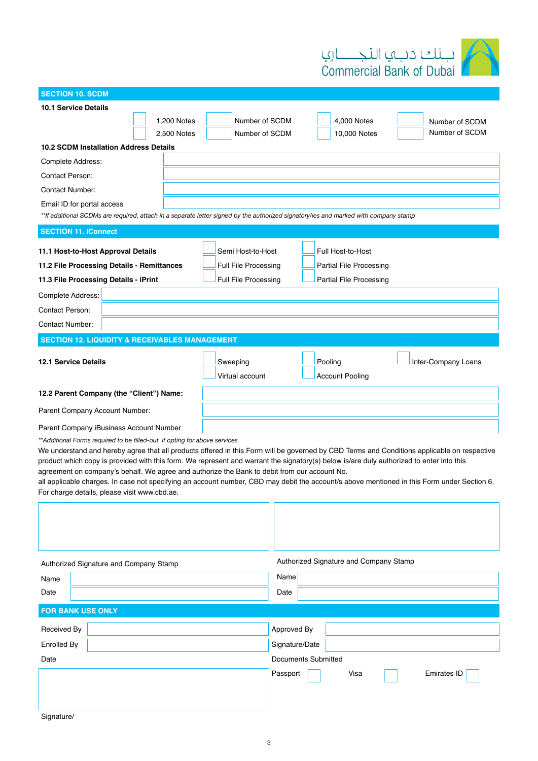بـنك دبـي التجـــاري
Commercial Bank of Dubai

## SECTION 10. SCDM

**10.1 Service Details**

| | | | | | | | |
|---|---|---|---|---|---|---|---|
| ☐ | 1,200 Notes | ☐ | Number of SCDM | ☐ | 4,000 Notes | ☐ | Number of SCDM |
| ☐ | 2,500 Notes | ☐ | Number of SCDM | ☐ | 10,000 Notes | ☐ | Number of SCDM |

**10.2 SCDM Installation Address Details**

Complete Address:

Contact Person:

Contact Number:

Email ID for portal access

*\*\*If additional SCDMs are required, attach in a separate letter signed by the authorized signatory/ies and marked with company stamp*

## SECTION 11. iConnect

| | | |
|---|---|---|
| **11.1 Host-to-Host Approval Details** | ☐ Semi Host-to-Host | ☐ Full Host-to-Host |
| **11.2 File Processing Details - Remittances** | ☐ Full File Processing | ☐ Partial File Processing |
| **11.3 File Processing Details - iPrint** | ☐ Full File Processing | ☐ Partial File Processing |

Complete Address:

Contact Person:

Contact Number:

## SECTION 12. LIQUIDITY & RECEIVABLES MANAGEMENT

| | | | |
|---|---|---|---|
| **12.1 Service Details** | ☐ Sweeping | ☐ Pooling | ☐ Inter-Company Loans |
| | ☐ Virtual account | ☐ Account Pooling | |

**12.2 Parent Company (the "Client") Name:**

Parent Company Account Number:

Parent Company iBusiness Account Number

*\*\*Additional Forms required to be filled-out if opting for above services*

We understand and hereby agree that all products offered in this Form will be governed by CBD Terms and Conditions applicable on respective product which copy is provided with this form. We represent and warrant the signatory(s) below is/are duly authorized to enter into this agreement on company's behalf. We agree and authorize the Bank to debit from our account No.
all applicable charges. In case not specifying an account number, CBD may debit the account/s above mentioned in this Form under Section 6. For charge details, please visit www.cbd.ae.

| | |
|---|---|
| Authorized Signature and Company Stamp | Authorized Signature and Company Stamp |
| Name | Name |
| Date | Date |

## FOR BANK USE ONLY

| | | | |
|---|---|---|---|
| Received By | | Approved By | |
| Enrolled By | | Signature/Date | |
| Date | | Documents Submitted | |
| | | Passport ☐ Visa ☐ Emirates ID ☐ | |

Signature/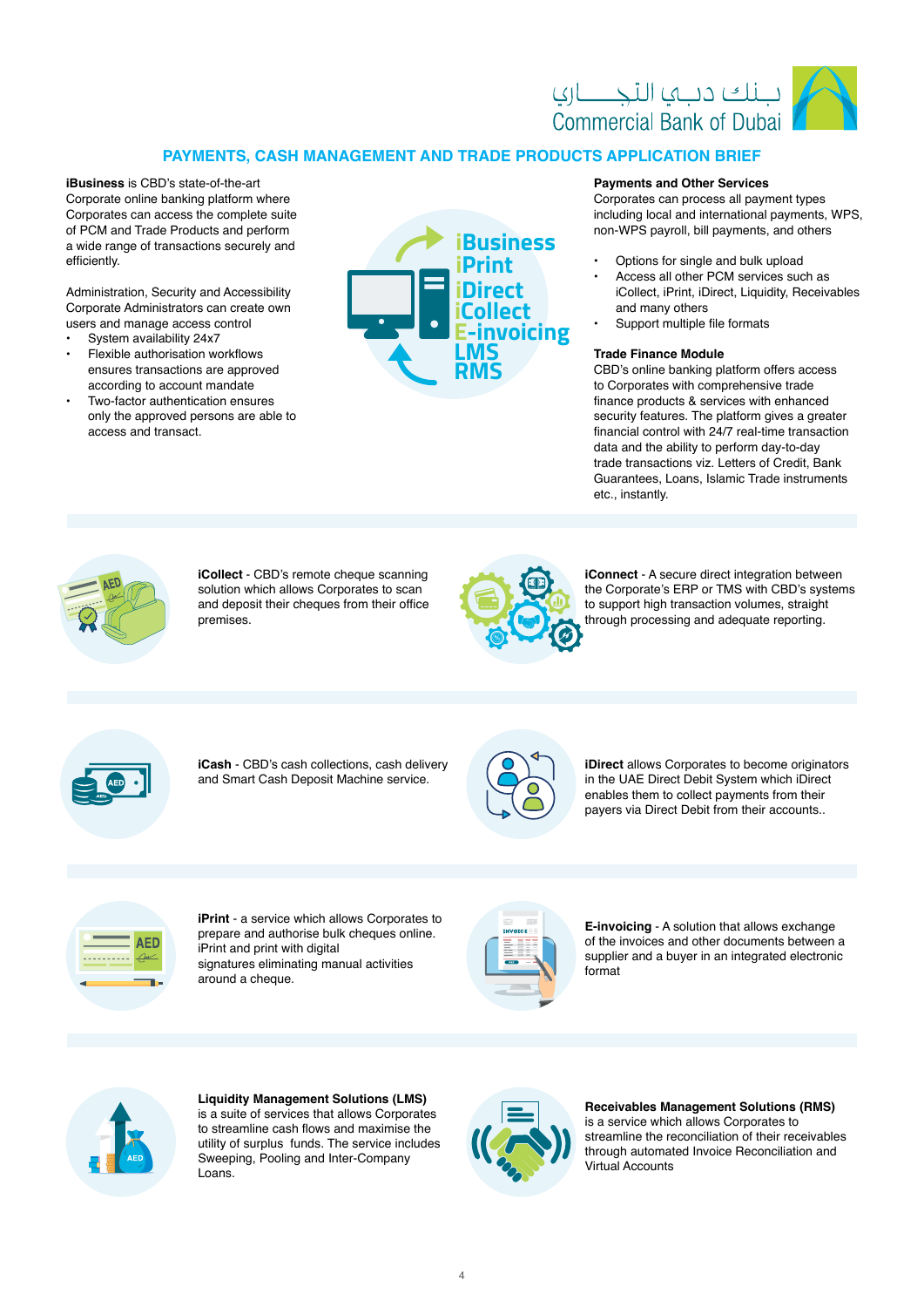بـنـك دبـي التجـــــاري
Commercial Bank of Dubai

# PAYMENTS, CASH MANAGEMENT AND TRADE PRODUCTS APPLICATION BRIEF

**iBusiness** is CBD's state-of-the-art Corporate online banking platform where Corporates can access the complete suite of PCM and Trade Products and perform a wide range of transactions securely and efficiently.

Administration, Security and Accessibility
Corporate Administrators can create own users and manage access control

- System availability 24x7
- Flexible authorisation workflows ensures transactions are approved according to account mandate
- Two-factor authentication ensures only the approved persons are able to access and transact.

iBusiness
iPrint
iDirect
iCollect
E-invoicing
LMS
RMS

**Payments and Other Services**
Corporates can process all payment types including local and international payments, WPS, non-WPS payroll, bill payments, and others

- Options for single and bulk upload
- Access all other PCM services such as iCollect, iPrint, iDirect, Liquidity, Receivables and many others
- Support multiple file formats

**Trade Finance Module**
CBD's online banking platform offers access to Corporates with comprehensive trade finance products & services with enhanced security features. The platform gives a greater financial control with 24/7 real-time transaction data and the ability to perform day-to-day trade transactions viz. Letters of Credit, Bank Guarantees, Loans, Islamic Trade instruments etc., instantly.

**iCollect** - CBD's remote cheque scanning solution which allows Corporates to scan and deposit their cheques from their office premises.

**iConnect** - A secure direct integration between the Corporate's ERP or TMS with CBD's systems to support high transaction volumes, straight through processing and adequate reporting.

**iCash** - CBD's cash collections, cash delivery and Smart Cash Deposit Machine service.

**iDirect** allows Corporates to become originators in the UAE Direct Debit System which iDirect enables them to collect payments from their payers via Direct Debit from their accounts..

**iPrint** - a service which allows Corporates to prepare and authorise bulk cheques online. iPrint and print with digital signatures eliminating manual activities around a cheque.

**E-invoicing** - A solution that allows exchange of the invoices and other documents between a supplier and a buyer in an integrated electronic format

**Liquidity Management Solutions (LMS)**
is a suite of services that allows Corporates to streamline cash flows and maximise the utility of surplus funds. The service includes Sweeping, Pooling and Inter-Company Loans.

**Receivables Management Solutions (RMS)**
is a service which allows Corporates to streamline the reconciliation of their receivables through automated Invoice Reconciliation and Virtual Accounts